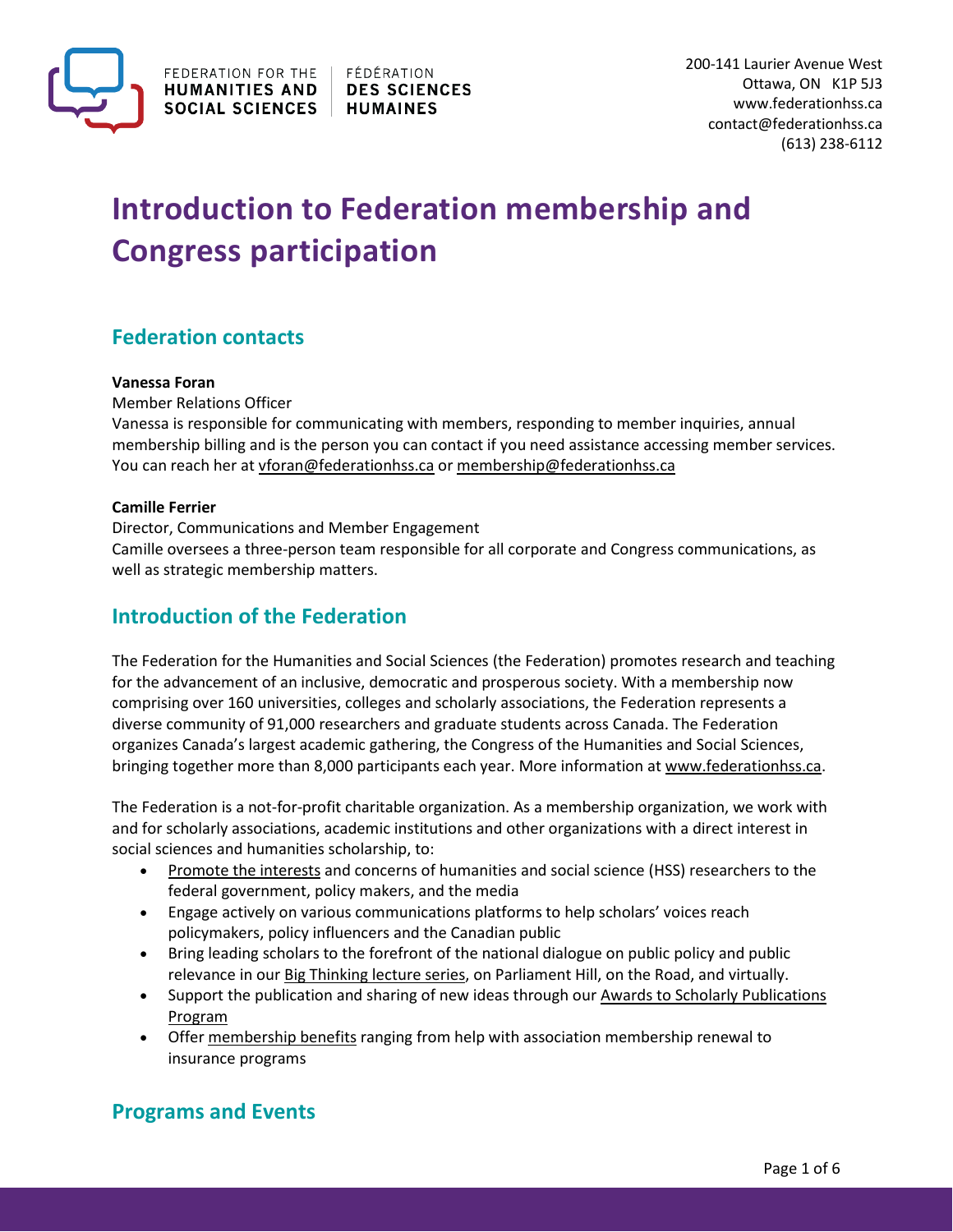FEDERATION FOR THE HUMANITIES AND SOCIAL SCIENCES | FÉDÉRATION DES SCIENCES HUMAINES

200-141 Laurier Avenue West
Ottawa, ON K1P 5J3
www.federationhss.ca
contact@federationhss.ca
(613) 238-6112

# Introduction to Federation membership and Congress participation

## Federation contacts

**Vanessa Foran**
Member Relations Officer
Vanessa is responsible for communicating with members, responding to member inquiries, annual membership billing and is the person you can contact if you need assistance accessing member services. You can reach her at vforan@federationhss.ca or membership@federationhss.ca

**Camille Ferrier**
Director, Communications and Member Engagement
Camille oversees a three-person team responsible for all corporate and Congress communications, as well as strategic membership matters.

## Introduction of the Federation

The Federation for the Humanities and Social Sciences (the Federation) promotes research and teaching for the advancement of an inclusive, democratic and prosperous society. With a membership now comprising over 160 universities, colleges and scholarly associations, the Federation represents a diverse community of 91,000 researchers and graduate students across Canada. The Federation organizes Canada's largest academic gathering, the Congress of the Humanities and Social Sciences, bringing together more than 8,000 participants each year. More information at www.federationhss.ca.

The Federation is a not-for-profit charitable organization. As a membership organization, we work with and for scholarly associations, academic institutions and other organizations with a direct interest in social sciences and humanities scholarship, to:

- Promote the interests and concerns of humanities and social science (HSS) researchers to the federal government, policy makers, and the media
- Engage actively on various communications platforms to help scholars' voices reach policymakers, policy influencers and the Canadian public
- Bring leading scholars to the forefront of the national dialogue on public policy and public relevance in our Big Thinking lecture series, on Parliament Hill, on the Road, and virtually.
- Support the publication and sharing of new ideas through our Awards to Scholarly Publications Program
- Offer membership benefits ranging from help with association membership renewal to insurance programs

## Programs and Events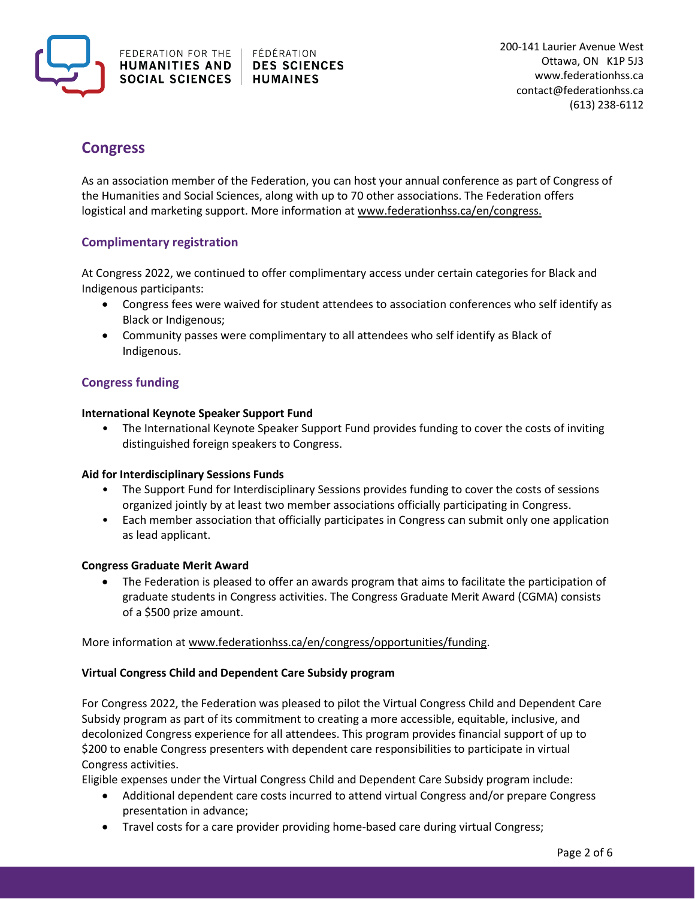## Congress

As an association member of the Federation, you can host your annual conference as part of Congress of the Humanities and Social Sciences, along with up to 70 other associations. The Federation offers logistical and marketing support. More information at www.federationhss.ca/en/congress.

### Complimentary registration

At Congress 2022, we continued to offer complimentary access under certain categories for Black and Indigenous participants:

- Congress fees were waived for student attendees to association conferences who self identify as Black or Indigenous;
- Community passes were complimentary to all attendees who self identify as Black of Indigenous.

### Congress funding

**International Keynote Speaker Support Fund**

- The International Keynote Speaker Support Fund provides funding to cover the costs of inviting distinguished foreign speakers to Congress.

**Aid for Interdisciplinary Sessions Funds**

- The Support Fund for Interdisciplinary Sessions provides funding to cover the costs of sessions organized jointly by at least two member associations officially participating in Congress.
- Each member association that officially participates in Congress can submit only one application as lead applicant.

**Congress Graduate Merit Award**

- The Federation is pleased to offer an awards program that aims to facilitate the participation of graduate students in Congress activities. The Congress Graduate Merit Award (CGMA) consists of a $500 prize amount.

More information at www.federationhss.ca/en/congress/opportunities/funding.

**Virtual Congress Child and Dependent Care Subsidy program**

For Congress 2022, the Federation was pleased to pilot the Virtual Congress Child and Dependent Care Subsidy program as part of its commitment to creating a more accessible, equitable, inclusive, and decolonized Congress experience for all attendees. This program provides financial support of up to $200 to enable Congress presenters with dependent care responsibilities to participate in virtual Congress activities.

Eligible expenses under the Virtual Congress Child and Dependent Care Subsidy program include:

- Additional dependent care costs incurred to attend virtual Congress and/or prepare Congress presentation in advance;
- Travel costs for a care provider providing home-based care during virtual Congress;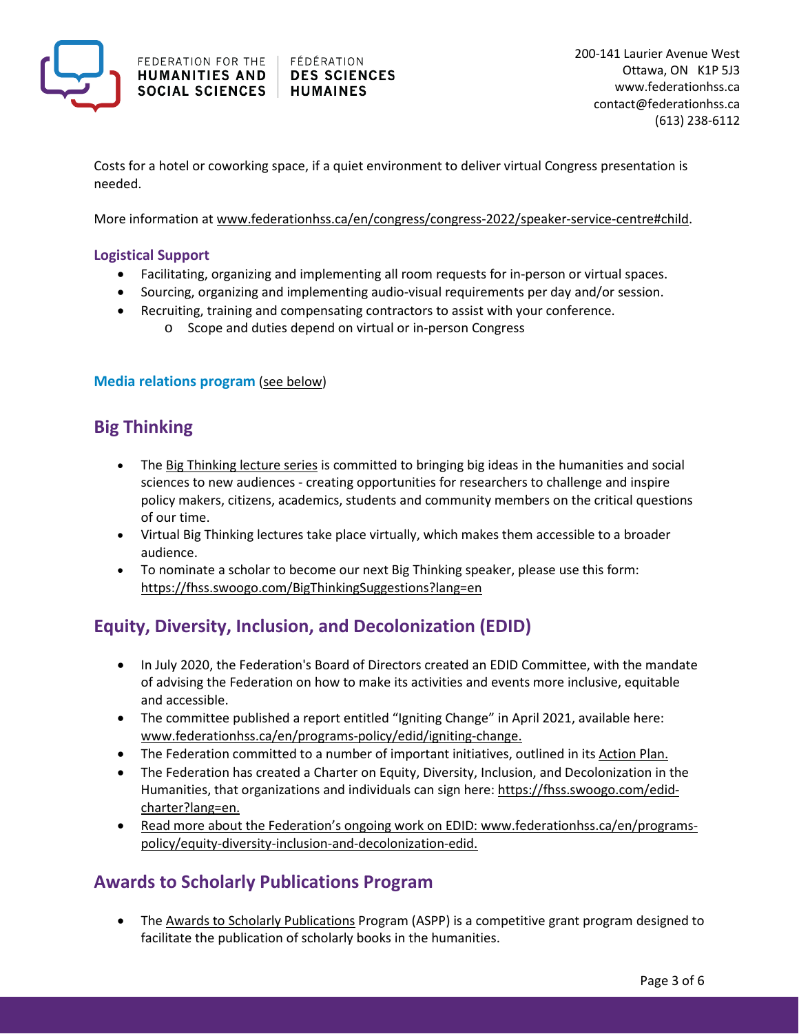Costs for a hotel or coworking space, if a quiet environment to deliver virtual Congress presentation is needed.

More information at www.federationhss.ca/en/congress/congress-2022/speaker-service-centre#child.

**Logistical Support**

- Facilitating, organizing and implementing all room requests for in-person or virtual spaces.
- Sourcing, organizing and implementing audio-visual requirements per day and/or session.
- Recruiting, training and compensating contractors to assist with your conference.
  - Scope and duties depend on virtual or in-person Congress

**Media relations program** (see below)

## Big Thinking

- The Big Thinking lecture series is committed to bringing big ideas in the humanities and social sciences to new audiences - creating opportunities for researchers to challenge and inspire policy makers, citizens, academics, students and community members on the critical questions of our time.
- Virtual Big Thinking lectures take place virtually, which makes them accessible to a broader audience.
- To nominate a scholar to become our next Big Thinking speaker, please use this form: https://fhss.swoogo.com/BigThinkingSuggestions?lang=en

## Equity, Diversity, Inclusion, and Decolonization (EDID)

- In July 2020, the Federation's Board of Directors created an EDID Committee, with the mandate of advising the Federation on how to make its activities and events more inclusive, equitable and accessible.
- The committee published a report entitled "Igniting Change" in April 2021, available here: www.federationhss.ca/en/programs-policy/edid/igniting-change.
- The Federation committed to a number of important initiatives, outlined in its Action Plan.
- The Federation has created a Charter on Equity, Diversity, Inclusion, and Decolonization in the Humanities, that organizations and individuals can sign here: https://fhss.swoogo.com/edid-charter?lang=en.
- Read more about the Federation's ongoing work on EDID: www.federationhss.ca/en/programs-policy/equity-diversity-inclusion-and-decolonization-edid.

## Awards to Scholarly Publications Program

- The Awards to Scholarly Publications Program (ASPP) is a competitive grant program designed to facilitate the publication of scholarly books in the humanities.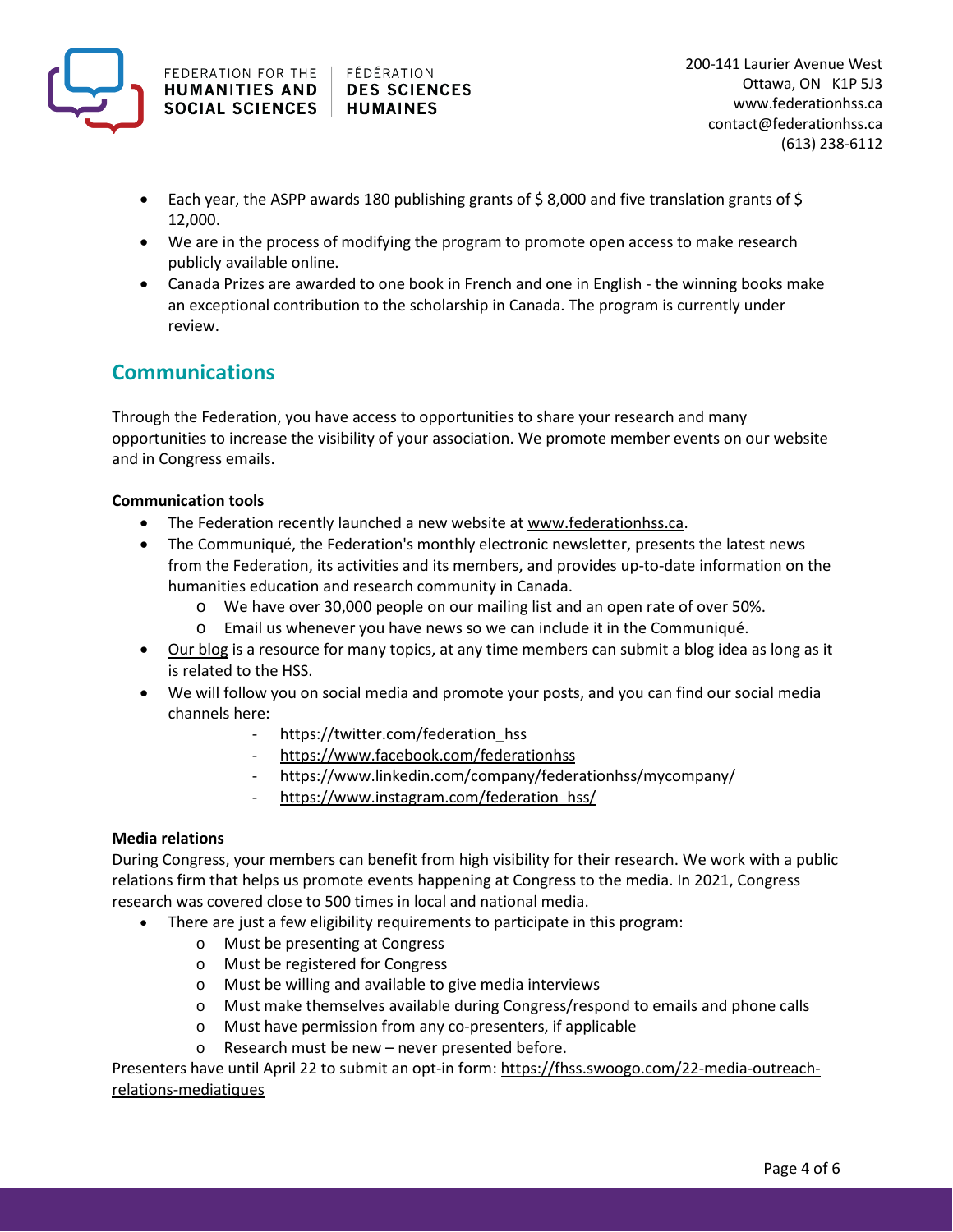- Each year, the ASPP awards 180 publishing grants of $ 8,000 and five translation grants of $ 12,000.
- We are in the process of modifying the program to promote open access to make research publicly available online.
- Canada Prizes are awarded to one book in French and one in English - the winning books make an exceptional contribution to the scholarship in Canada. The program is currently under review.

## Communications

Through the Federation, you have access to opportunities to share your research and many opportunities to increase the visibility of your association. We promote member events on our website and in Congress emails.

**Communication tools**

- The Federation recently launched a new website at www.federationhss.ca.
- The Communiqué, the Federation's monthly electronic newsletter, presents the latest news from the Federation, its activities and its members, and provides up-to-date information on the humanities education and research community in Canada.
  - We have over 30,000 people on our mailing list and an open rate of over 50%.
  - Email us whenever you have news so we can include it in the Communiqué.
- Our blog is a resource for many topics, at any time members can submit a blog idea as long as it is related to the HSS.
- We will follow you on social media and promote your posts, and you can find our social media channels here:
  - https://twitter.com/federation_hss
  - https://www.facebook.com/federationhss
  - https://www.linkedin.com/company/federationhss/mycompany/
  - https://www.instagram.com/federation_hss/

**Media relations**

During Congress, your members can benefit from high visibility for their research. We work with a public relations firm that helps us promote events happening at Congress to the media. In 2021, Congress research was covered close to 500 times in local and national media.

- There are just a few eligibility requirements to participate in this program:
  - Must be presenting at Congress
  - Must be registered for Congress
  - Must be willing and available to give media interviews
  - Must make themselves available during Congress/respond to emails and phone calls
  - Must have permission from any co-presenters, if applicable
  - Research must be new – never presented before.

Presenters have until April 22 to submit an opt-in form: https://fhss.swoogo.com/22-media-outreach-relations-mediatiques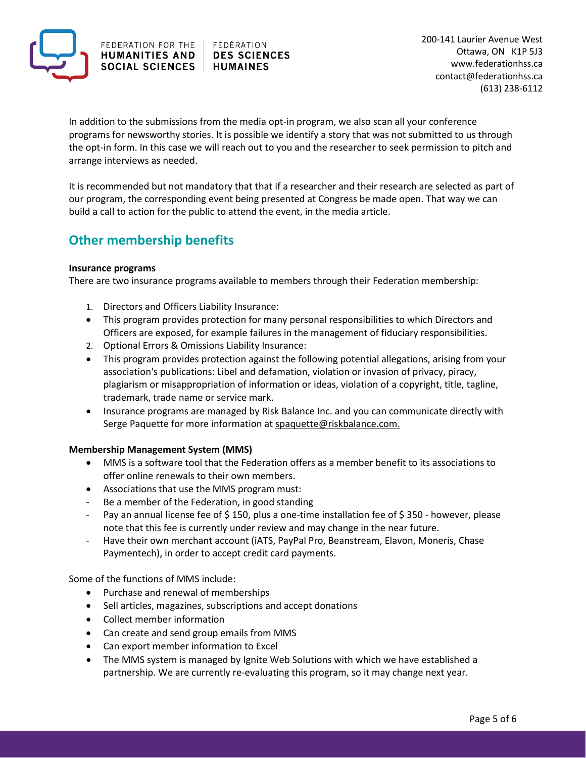In addition to the submissions from the media opt-in program, we also scan all your conference programs for newsworthy stories. It is possible we identify a story that was not submitted to us through the opt-in form. In this case we will reach out to you and the researcher to seek permission to pitch and arrange interviews as needed.

It is recommended but not mandatory that that if a researcher and their research are selected as part of our program, the corresponding event being presented at Congress be made open. That way we can build a call to action for the public to attend the event, in the media article.

## Other membership benefits

**Insurance programs**
There are two insurance programs available to members through their Federation membership:

1. Directors and Officers Liability Insurance:
- This program provides protection for many personal responsibilities to which Directors and Officers are exposed, for example failures in the management of fiduciary responsibilities.
2. Optional Errors & Omissions Liability Insurance:
- This program provides protection against the following potential allegations, arising from your association's publications: Libel and defamation, violation or invasion of privacy, piracy, plagiarism or misappropriation of information or ideas, violation of a copyright, title, tagline, trademark, trade name or service mark.
- Insurance programs are managed by Risk Balance Inc. and you can communicate directly with Serge Paquette for more information at spaquette@riskbalance.com.

**Membership Management System (MMS)**
- MMS is a software tool that the Federation offers as a member benefit to its associations to offer online renewals to their own members.
- Associations that use the MMS program must:
  - Be a member of the Federation, in good standing
  - Pay an annual license fee of $ 150, plus a one-time installation fee of $ 350 - however, please note that this fee is currently under review and may change in the near future.
  - Have their own merchant account (iATS, PayPal Pro, Beanstream, Elavon, Moneris, Chase Paymentech), in order to accept credit card payments.

Some of the functions of MMS include:
- Purchase and renewal of memberships
- Sell articles, magazines, subscriptions and accept donations
- Collect member information
- Can create and send group emails from MMS
- Can export member information to Excel
- The MMS system is managed by Ignite Web Solutions with which we have established a partnership. We are currently re-evaluating this program, so it may change next year.